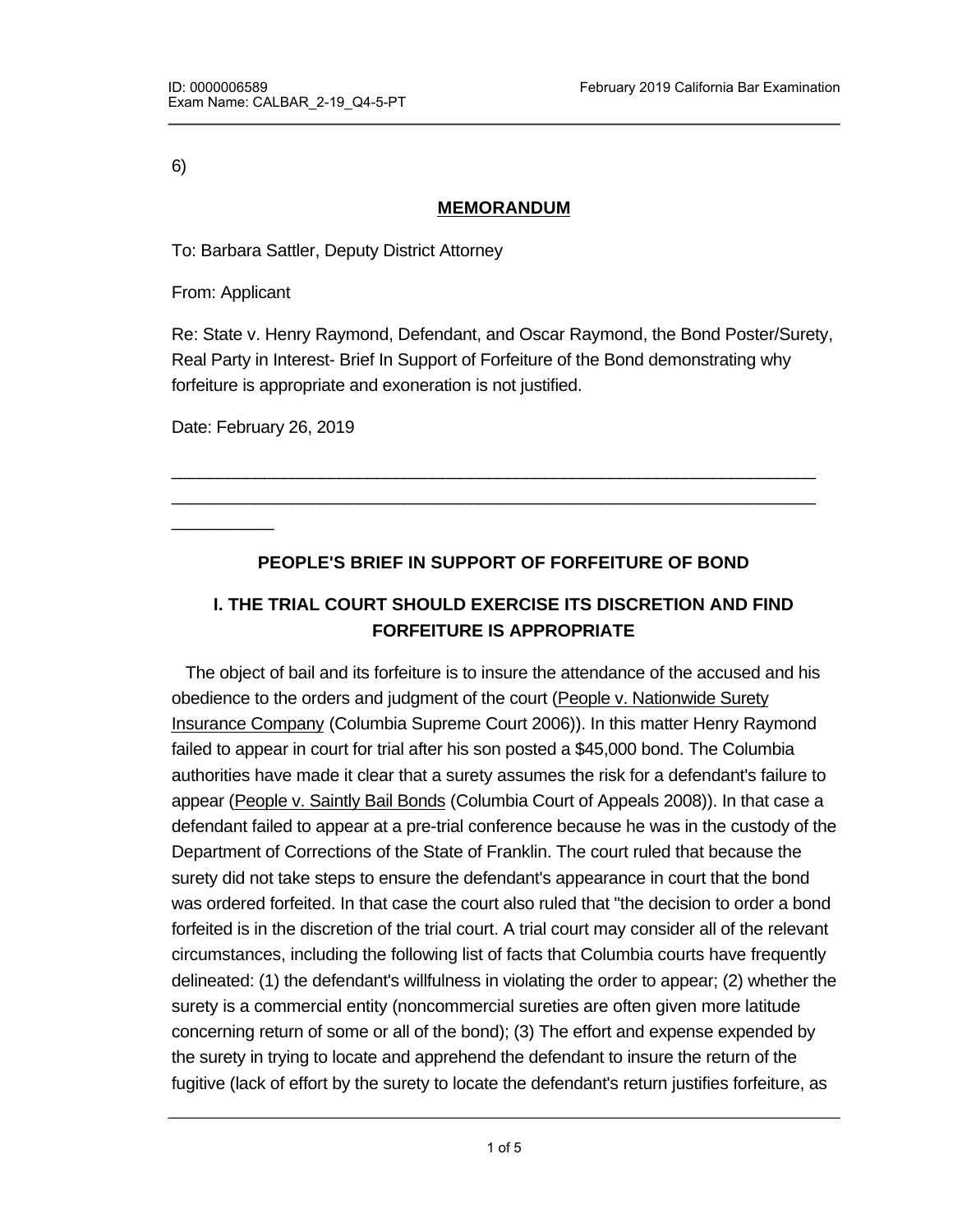6)

## MEMORANDUM

To: Barbara Sattler, Deputy District Attorney

From: Applicant

Re: State v. Henry Raymond, Defendant, and Oscar Raymond, the Bond Poster/Surety, Real Party in Interest- Brief In Support of Forfeiture of the Bond demonstrating why forfeiture is appropriate and exoneration is not justified.

Date: February 26, 2019

---

### PEOPLE'S BRIEF IN SUPPORT OF FORFEITURE OF BOND

### I. THE TRIAL COURT SHOULD EXERCISE ITS DISCRETION AND FIND FORFEITURE IS APPROPRIATE

The object of bail and its forfeiture is to insure the attendance of the accused and his obedience to the orders and judgment of the court (People v. Nationwide Surety Insurance Company (Columbia Supreme Court 2006)). In this matter Henry Raymond failed to appear in court for trial after his son posted a $45,000 bond. The Columbia authorities have made it clear that a surety assumes the risk for a defendant's failure to appear (People v. Saintly Bail Bonds (Columbia Court of Appeals 2008)). In that case a defendant failed to appear at a pre-trial conference because he was in the custody of the Department of Corrections of the State of Franklin. The court ruled that because the surety did not take steps to ensure the defendant's appearance in court that the bond was ordered forfeited. In that case the court also ruled that "the decision to order a bond forfeited is in the discretion of the trial court. A trial court may consider all of the relevant circumstances, including the following list of facts that Columbia courts have frequently delineated: (1) the defendant's willfulness in violating the order to appear; (2) whether the surety is a commercial entity (noncommercial sureties are often given more latitude concerning return of some or all of the bond); (3) The effort and expense expended by the surety in trying to locate and apprehend the defendant to insure the return of the fugitive (lack of effort by the surety to locate the defendant's return justifies forfeiture, as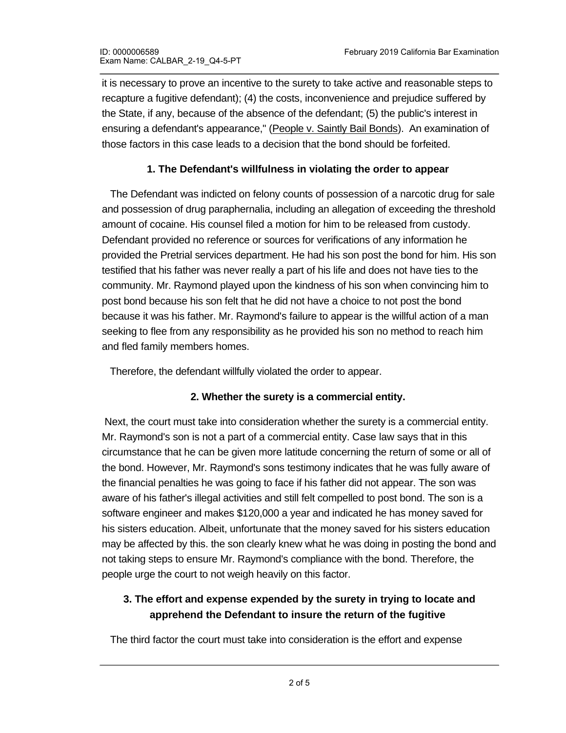it is necessary to prove an incentive to the surety to take active and reasonable steps to recapture a fugitive defendant); (4) the costs, inconvenience and prejudice suffered by the State, if any, because of the absence of the defendant; (5) the public's interest in ensuring a defendant's appearance," (People v. Saintly Bail Bonds). An examination of those factors in this case leads to a decision that the bond should be forfeited.

**1. The Defendant's willfulness in violating the order to appear**

The Defendant was indicted on felony counts of possession of a narcotic drug for sale and possession of drug paraphernalia, including an allegation of exceeding the threshold amount of cocaine. His counsel filed a motion for him to be released from custody. Defendant provided no reference or sources for verifications of any information he provided the Pretrial services department. He had his son post the bond for him. His son testified that his father was never really a part of his life and does not have ties to the community. Mr. Raymond played upon the kindness of his son when convincing him to post bond because his son felt that he did not have a choice to not post the bond because it was his father. Mr. Raymond's failure to appear is the willful action of a man seeking to flee from any responsibility as he provided his son no method to reach him and fled family members homes.

Therefore, the defendant willfully violated the order to appear.

**2. Whether the surety is a commercial entity.**

Next, the court must take into consideration whether the surety is a commercial entity. Mr. Raymond's son is not a part of a commercial entity. Case law says that in this circumstance that he can be given more latitude concerning the return of some or all of the bond. However, Mr. Raymond's sons testimony indicates that he was fully aware of the financial penalties he was going to face if his father did not appear. The son was aware of his father's illegal activities and still felt compelled to post bond. The son is a software engineer and makes $120,000 a year and indicated he has money saved for his sisters education. Albeit, unfortunate that the money saved for his sisters education may be affected by this. the son clearly knew what he was doing in posting the bond and not taking steps to ensure Mr. Raymond's compliance with the bond. Therefore, the people urge the court to not weigh heavily on this factor.

**3. The effort and expense expended by the surety in trying to locate and apprehend the Defendant to insure the return of the fugitive**

The third factor the court must take into consideration is the effort and expense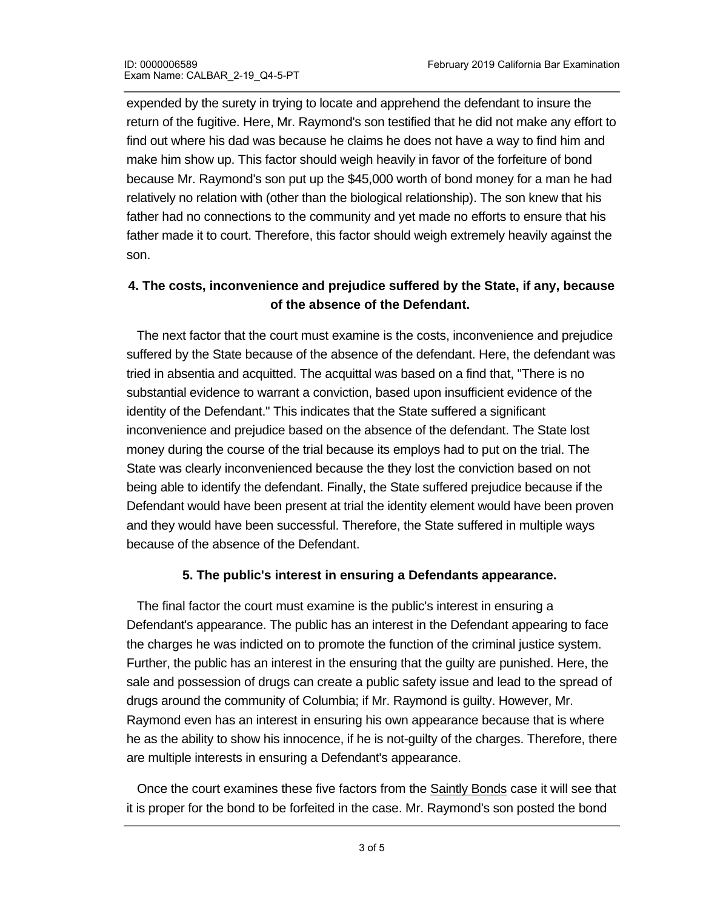expended by the surety in trying to locate and apprehend the defendant to insure the return of the fugitive. Here, Mr. Raymond's son testified that he did not make any effort to find out where his dad was because he claims he does not have a way to find him and make him show up. This factor should weigh heavily in favor of the forfeiture of bond because Mr. Raymond's son put up the $45,000 worth of bond money for a man he had relatively no relation with (other than the biological relationship). The son knew that his father had no connections to the community and yet made no efforts to ensure that his father made it to court. Therefore, this factor should weigh extremely heavily against the son.

**4. The costs, inconvenience and prejudice suffered by the State, if any, because of the absence of the Defendant.**

The next factor that the court must examine is the costs, inconvenience and prejudice suffered by the State because of the absence of the defendant. Here, the defendant was tried in absentia and acquitted. The acquittal was based on a find that, "There is no substantial evidence to warrant a conviction, based upon insufficient evidence of the identity of the Defendant." This indicates that the State suffered a significant inconvenience and prejudice based on the absence of the defendant. The State lost money during the course of the trial because its employs had to put on the trial. The State was clearly inconvenienced because the they lost the conviction based on not being able to identify the defendant. Finally, the State suffered prejudice because if the Defendant would have been present at trial the identity element would have been proven and they would have been successful. Therefore, the State suffered in multiple ways because of the absence of the Defendant.

**5. The public's interest in ensuring a Defendants appearance.**

The final factor the court must examine is the public's interest in ensuring a Defendant's appearance. The public has an interest in the Defendant appearing to face the charges he was indicted on to promote the function of the criminal justice system. Further, the public has an interest in the ensuring that the guilty are punished. Here, the sale and possession of drugs can create a public safety issue and lead to the spread of drugs around the community of Columbia; if Mr. Raymond is guilty. However, Mr. Raymond even has an interest in ensuring his own appearance because that is where he as the ability to show his innocence, if he is not-guilty of the charges. Therefore, there are multiple interests in ensuring a Defendant's appearance.

Once the court examines these five factors from the Saintly Bonds case it will see that it is proper for the bond to be forfeited in the case. Mr. Raymond's son posted the bond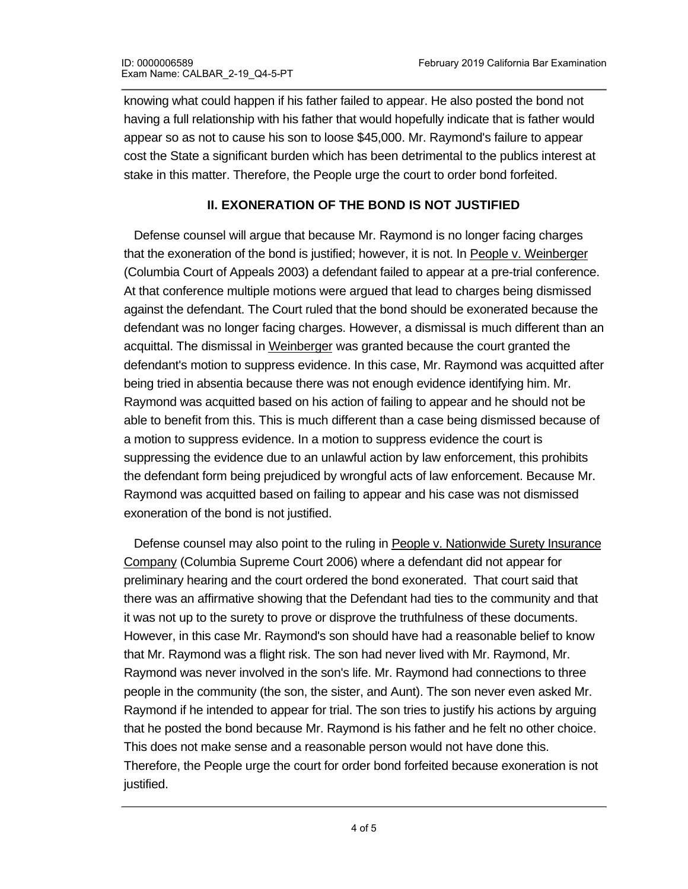knowing what could happen if his father failed to appear. He also posted the bond not having a full relationship with his father that would hopefully indicate that is father would appear so as not to cause his son to loose $45,000. Mr. Raymond's failure to appear cost the State a significant burden which has been detrimental to the publics interest at stake in this matter. Therefore, the People urge the court to order bond forfeited.

## II. EXONERATION OF THE BOND IS NOT JUSTIFIED

Defense counsel will argue that because Mr. Raymond is no longer facing charges that the exoneration of the bond is justified; however, it is not. In People v. Weinberger (Columbia Court of Appeals 2003) a defendant failed to appear at a pre-trial conference. At that conference multiple motions were argued that lead to charges being dismissed against the defendant. The Court ruled that the bond should be exonerated because the defendant was no longer facing charges. However, a dismissal is much different than an acquittal. The dismissal in Weinberger was granted because the court granted the defendant's motion to suppress evidence. In this case, Mr. Raymond was acquitted after being tried in absentia because there was not enough evidence identifying him. Mr. Raymond was acquitted based on his action of failing to appear and he should not be able to benefit from this. This is much different than a case being dismissed because of a motion to suppress evidence. In a motion to suppress evidence the court is suppressing the evidence due to an unlawful action by law enforcement, this prohibits the defendant form being prejudiced by wrongful acts of law enforcement. Because Mr. Raymond was acquitted based on failing to appear and his case was not dismissed exoneration of the bond is not justified.

Defense counsel may also point to the ruling in People v. Nationwide Surety Insurance Company (Columbia Supreme Court 2006) where a defendant did not appear for preliminary hearing and the court ordered the bond exonerated. That court said that there was an affirmative showing that the Defendant had ties to the community and that it was not up to the surety to prove or disprove the truthfulness of these documents. However, in this case Mr. Raymond's son should have had a reasonable belief to know that Mr. Raymond was a flight risk. The son had never lived with Mr. Raymond, Mr. Raymond was never involved in the son's life. Mr. Raymond had connections to three people in the community (the son, the sister, and Aunt). The son never even asked Mr. Raymond if he intended to appear for trial. The son tries to justify his actions by arguing that he posted the bond because Mr. Raymond is his father and he felt no other choice. This does not make sense and a reasonable person would not have done this. Therefore, the People urge the court for order bond forfeited because exoneration is not justified.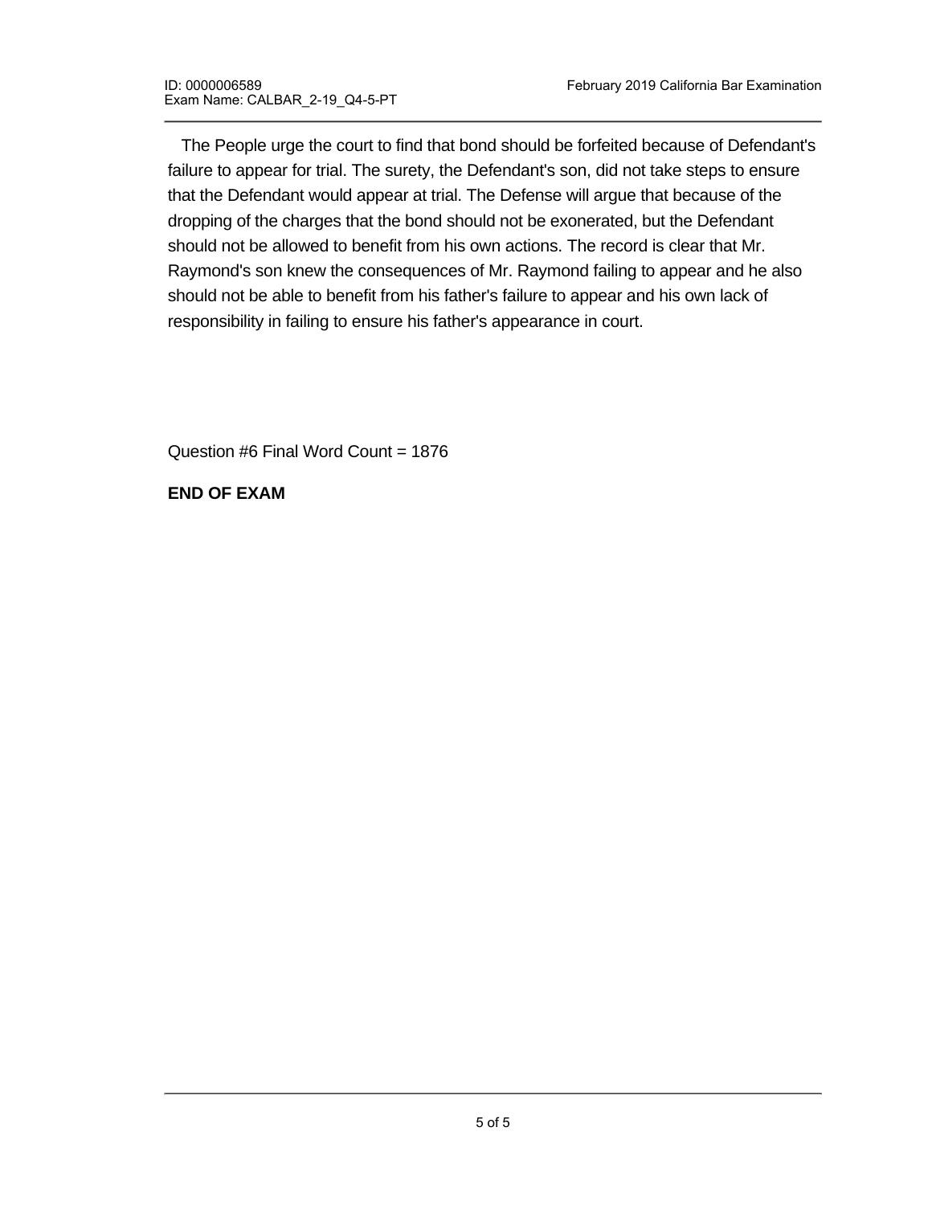The People urge the court to find that bond should be forfeited because of Defendant's failure to appear for trial. The surety, the Defendant's son, did not take steps to ensure that the Defendant would appear at trial. The Defense will argue that because of the dropping of the charges that the bond should not be exonerated, but the Defendant should not be allowed to benefit from his own actions. The record is clear that Mr. Raymond's son knew the consequences of Mr. Raymond failing to appear and he also should not be able to benefit from his father's failure to appear and his own lack of responsibility in failing to ensure his father's appearance in court.

Question #6 Final Word Count = 1876

**END OF EXAM**